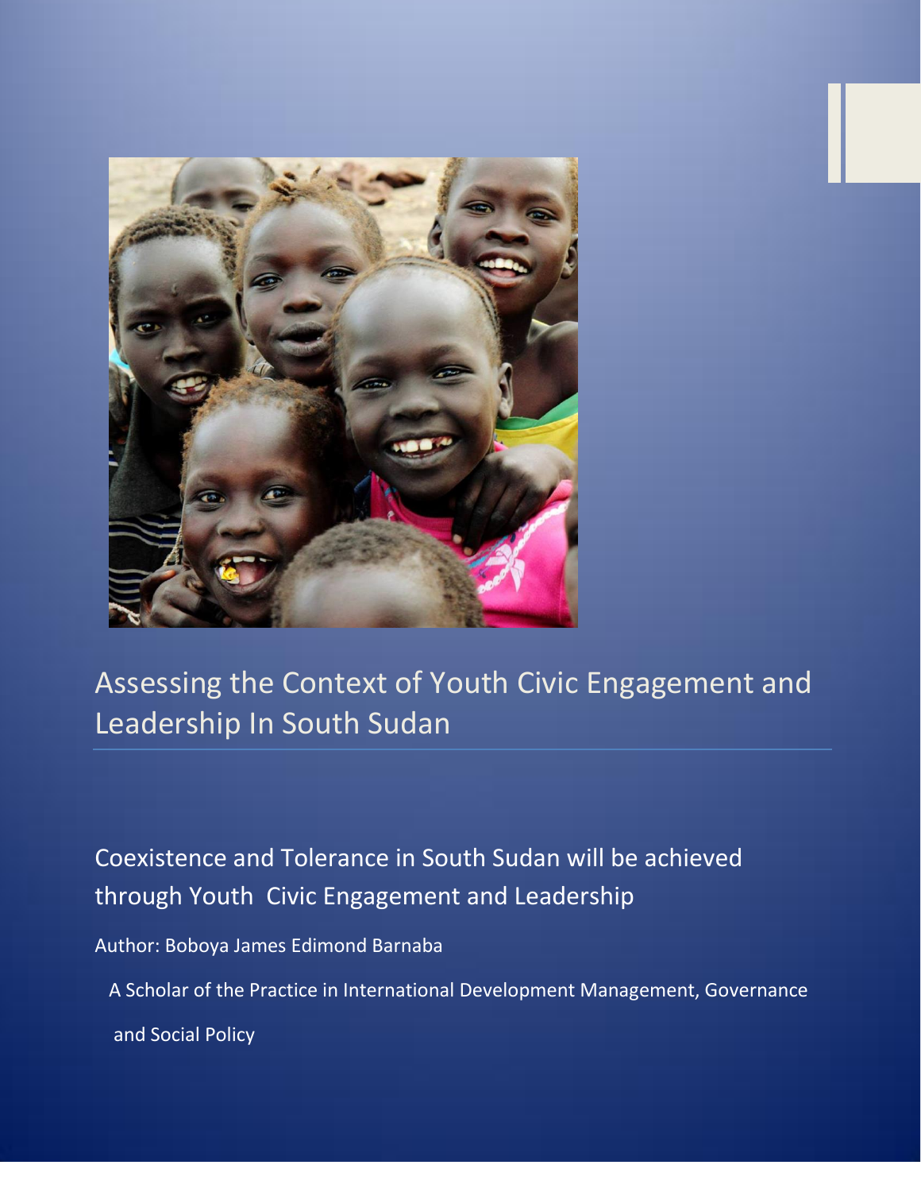# Assessing the Context of Youth Civic Engagement and Leadership In South Sudan

Coexistence and Tolerance in South Sudan will be achieved through Youth Civic Engagement and Leadership

Author: Boboya James Edimond Barnaba

A Scholar of the Practice in International Development Management, Governance and Social Policy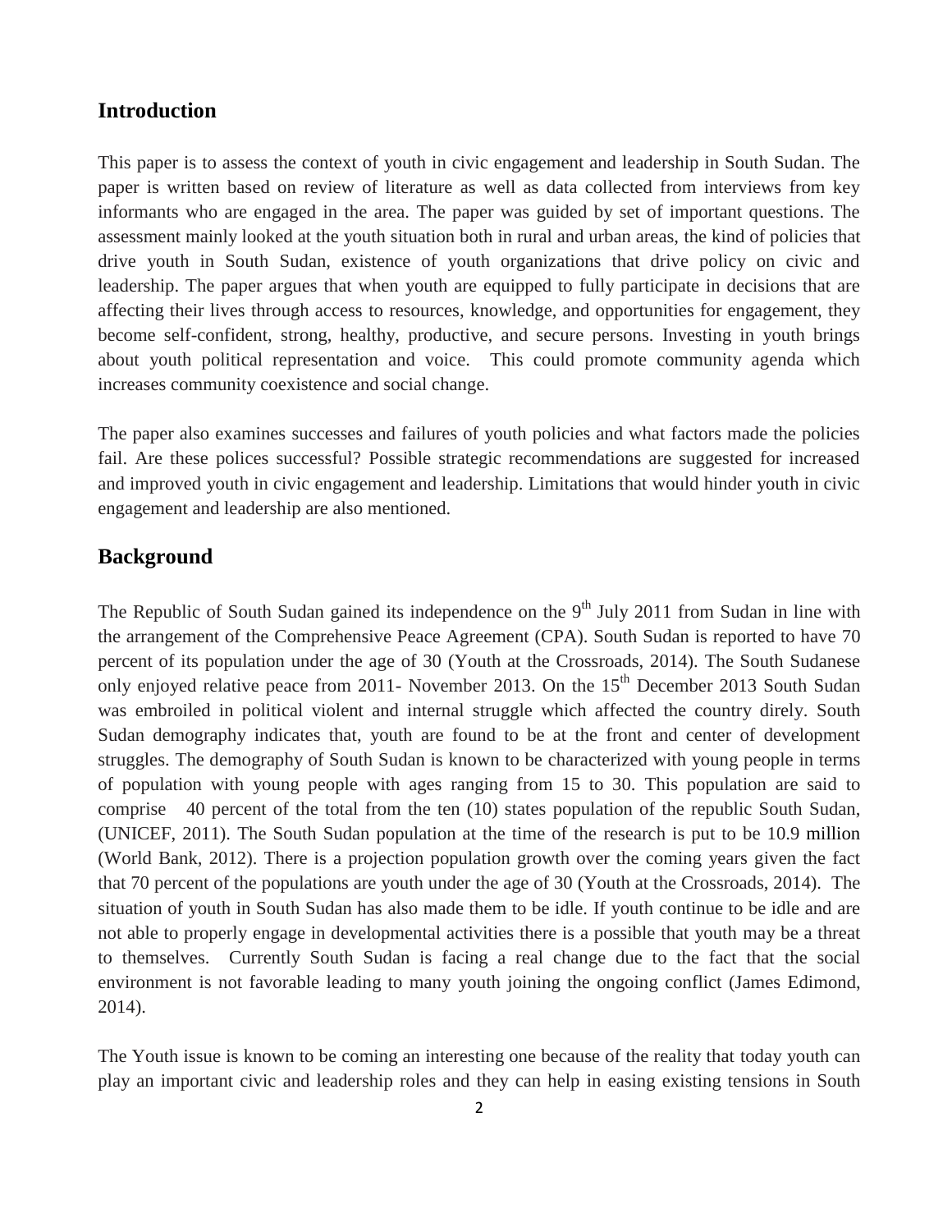## Introduction

This paper is to assess the context of youth in civic engagement and leadership in South Sudan. The paper is written based on review of literature as well as data collected from interviews from key informants who are engaged in the area. The paper was guided by set of important questions. The assessment mainly looked at the youth situation both in rural and urban areas, the kind of policies that drive youth in South Sudan, existence of youth organizations that drive policy on civic and leadership. The paper argues that when youth are equipped to fully participate in decisions that are affecting their lives through access to resources, knowledge, and opportunities for engagement, they become self-confident, strong, healthy, productive, and secure persons. Investing in youth brings about youth political representation and voice. This could promote community agenda which increases community coexistence and social change.

The paper also examines successes and failures of youth policies and what factors made the policies fail. Are these polices successful? Possible strategic recommendations are suggested for increased and improved youth in civic engagement and leadership. Limitations that would hinder youth in civic engagement and leadership are also mentioned.

## Background

The Republic of South Sudan gained its independence on the 9th July 2011 from Sudan in line with the arrangement of the Comprehensive Peace Agreement (CPA). South Sudan is reported to have 70 percent of its population under the age of 30 (Youth at the Crossroads, 2014). The South Sudanese only enjoyed relative peace from 2011- November 2013. On the 15th December 2013 South Sudan was embroiled in political violent and internal struggle which affected the country direly. South Sudan demography indicates that, youth are found to be at the front and center of development struggles. The demography of South Sudan is known to be characterized with young people in terms of population with young people with ages ranging from 15 to 30. This population are said to comprise 40 percent of the total from the ten (10) states population of the republic South Sudan, (UNICEF, 2011). The South Sudan population at the time of the research is put to be 10.9 million (World Bank, 2012). There is a projection population growth over the coming years given the fact that 70 percent of the populations are youth under the age of 30 (Youth at the Crossroads, 2014). The situation of youth in South Sudan has also made them to be idle. If youth continue to be idle and are not able to properly engage in developmental activities there is a possible that youth may be a threat to themselves. Currently South Sudan is facing a real change due to the fact that the social environment is not favorable leading to many youth joining the ongoing conflict (James Edimond, 2014).

The Youth issue is known to be coming an interesting one because of the reality that today youth can play an important civic and leadership roles and they can help in easing existing tensions in South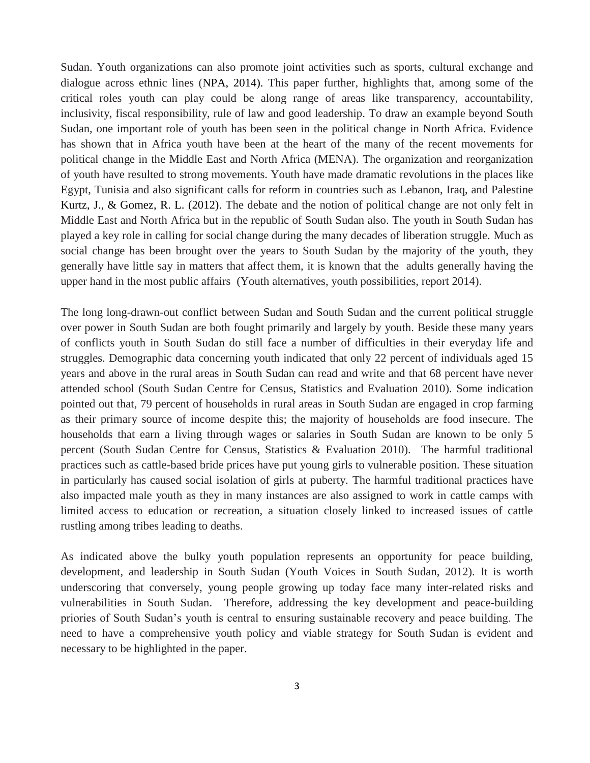Sudan. Youth organizations can also promote joint activities such as sports, cultural exchange and dialogue across ethnic lines (NPA, 2014). This paper further, highlights that, among some of the critical roles youth can play could be along range of areas like transparency, accountability, inclusivity, fiscal responsibility, rule of law and good leadership. To draw an example beyond South Sudan, one important role of youth has been seen in the political change in North Africa. Evidence has shown that in Africa youth have been at the heart of the many of the recent movements for political change in the Middle East and North Africa (MENA). The organization and reorganization of youth have resulted to strong movements. Youth have made dramatic revolutions in the places like Egypt, Tunisia and also significant calls for reform in countries such as Lebanon, Iraq, and Palestine Kurtz, J., & Gomez, R. L. (2012). The debate and the notion of political change are not only felt in Middle East and North Africa but in the republic of South Sudan also. The youth in South Sudan has played a key role in calling for social change during the many decades of liberation struggle. Much as social change has been brought over the years to South Sudan by the majority of the youth, they generally have little say in matters that affect them, it is known that the adults generally having the upper hand in the most public affairs (Youth alternatives, youth possibilities, report 2014).

The long long-drawn-out conflict between Sudan and South Sudan and the current political struggle over power in South Sudan are both fought primarily and largely by youth. Beside these many years of conflicts youth in South Sudan do still face a number of difficulties in their everyday life and struggles. Demographic data concerning youth indicated that only 22 percent of individuals aged 15 years and above in the rural areas in South Sudan can read and write and that 68 percent have never attended school (South Sudan Centre for Census, Statistics and Evaluation 2010). Some indication pointed out that, 79 percent of households in rural areas in South Sudan are engaged in crop farming as their primary source of income despite this; the majority of households are food insecure. The households that earn a living through wages or salaries in South Sudan are known to be only 5 percent (South Sudan Centre for Census, Statistics & Evaluation 2010). The harmful traditional practices such as cattle-based bride prices have put young girls to vulnerable position. These situation in particularly has caused social isolation of girls at puberty. The harmful traditional practices have also impacted male youth as they in many instances are also assigned to work in cattle camps with limited access to education or recreation, a situation closely linked to increased issues of cattle rustling among tribes leading to deaths.

As indicated above the bulky youth population represents an opportunity for peace building, development, and leadership in South Sudan (Youth Voices in South Sudan, 2012). It is worth underscoring that conversely, young people growing up today face many inter-related risks and vulnerabilities in South Sudan. Therefore, addressing the key development and peace-building priories of South Sudan's youth is central to ensuring sustainable recovery and peace building. The need to have a comprehensive youth policy and viable strategy for South Sudan is evident and necessary to be highlighted in the paper.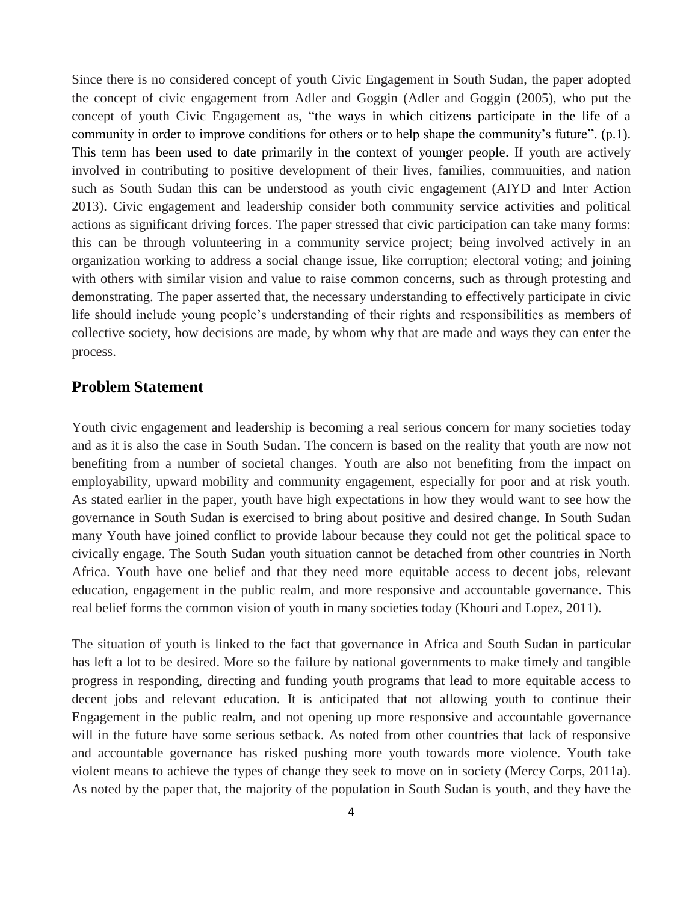Since there is no considered concept of youth Civic Engagement in South Sudan, the paper adopted the concept of civic engagement from Adler and Goggin (Adler and Goggin (2005), who put the concept of youth Civic Engagement as, "the ways in which citizens participate in the life of a community in order to improve conditions for others or to help shape the community's future". (p.1). This term has been used to date primarily in the context of younger people. If youth are actively involved in contributing to positive development of their lives, families, communities, and nation such as South Sudan this can be understood as youth civic engagement (AIYD and Inter Action 2013). Civic engagement and leadership consider both community service activities and political actions as significant driving forces. The paper stressed that civic participation can take many forms: this can be through volunteering in a community service project; being involved actively in an organization working to address a social change issue, like corruption; electoral voting; and joining with others with similar vision and value to raise common concerns, such as through protesting and demonstrating. The paper asserted that, the necessary understanding to effectively participate in civic life should include young people's understanding of their rights and responsibilities as members of collective society, how decisions are made, by whom why that are made and ways they can enter the process.

## Problem Statement

Youth civic engagement and leadership is becoming a real serious concern for many societies today and as it is also the case in South Sudan. The concern is based on the reality that youth are now not benefiting from a number of societal changes. Youth are also not benefiting from the impact on employability, upward mobility and community engagement, especially for poor and at risk youth. As stated earlier in the paper, youth have high expectations in how they would want to see how the governance in South Sudan is exercised to bring about positive and desired change. In South Sudan many Youth have joined conflict to provide labour because they could not get the political space to civically engage. The South Sudan youth situation cannot be detached from other countries in North Africa. Youth have one belief and that they need more equitable access to decent jobs, relevant education, engagement in the public realm, and more responsive and accountable governance. This real belief forms the common vision of youth in many societies today (Khouri and Lopez, 2011).

The situation of youth is linked to the fact that governance in Africa and South Sudan in particular has left a lot to be desired. More so the failure by national governments to make timely and tangible progress in responding, directing and funding youth programs that lead to more equitable access to decent jobs and relevant education. It is anticipated that not allowing youth to continue their Engagement in the public realm, and not opening up more responsive and accountable governance will in the future have some serious setback. As noted from other countries that lack of responsive and accountable governance has risked pushing more youth towards more violence. Youth take violent means to achieve the types of change they seek to move on in society (Mercy Corps, 2011a). As noted by the paper that, the majority of the population in South Sudan is youth, and they have the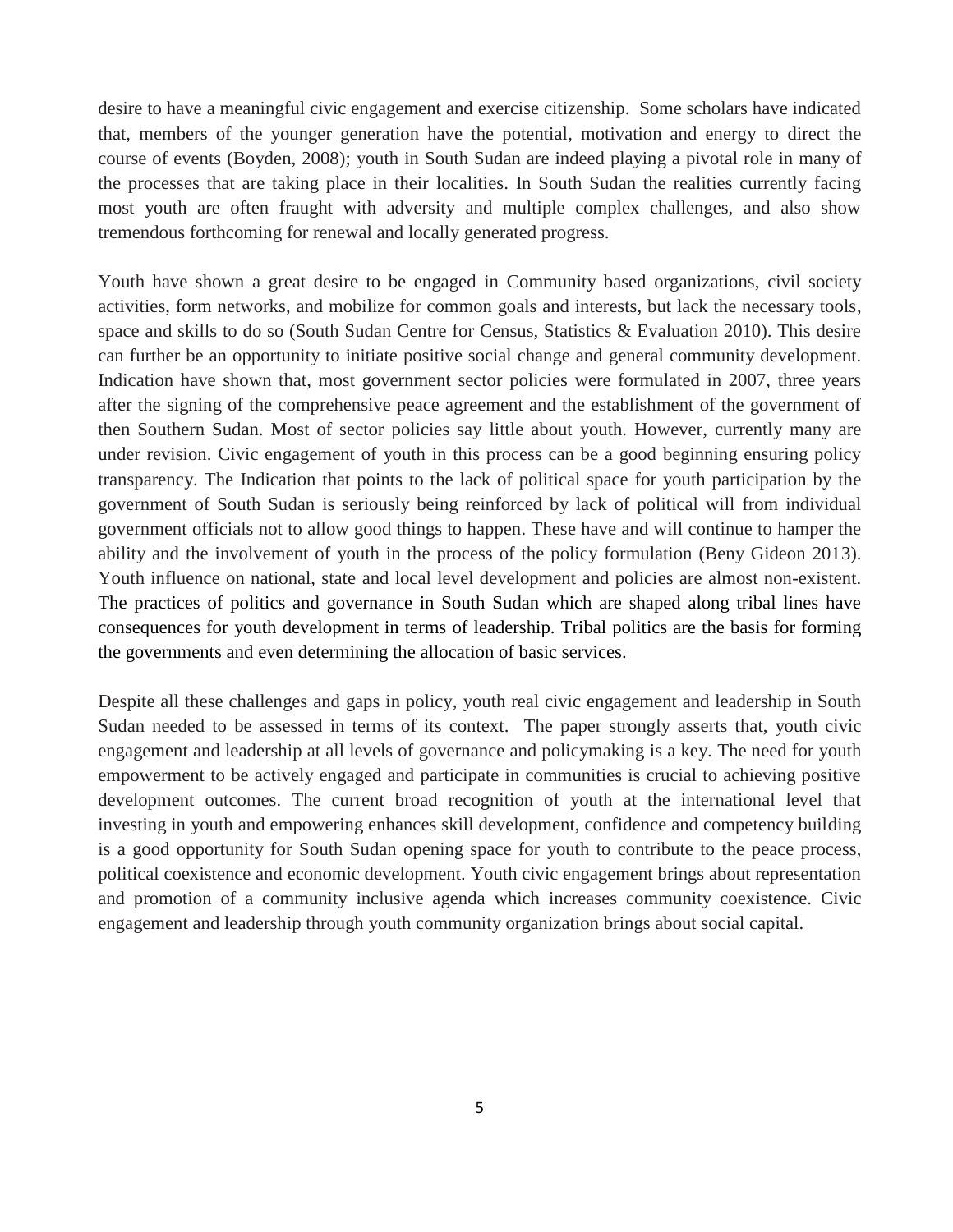desire to have a meaningful civic engagement and exercise citizenship. Some scholars have indicated that, members of the younger generation have the potential, motivation and energy to direct the course of events (Boyden, 2008); youth in South Sudan are indeed playing a pivotal role in many of the processes that are taking place in their localities. In South Sudan the realities currently facing most youth are often fraught with adversity and multiple complex challenges, and also show tremendous forthcoming for renewal and locally generated progress.

Youth have shown a great desire to be engaged in Community based organizations, civil society activities, form networks, and mobilize for common goals and interests, but lack the necessary tools, space and skills to do so (South Sudan Centre for Census, Statistics & Evaluation 2010). This desire can further be an opportunity to initiate positive social change and general community development. Indication have shown that, most government sector policies were formulated in 2007, three years after the signing of the comprehensive peace agreement and the establishment of the government of then Southern Sudan. Most of sector policies say little about youth. However, currently many are under revision. Civic engagement of youth in this process can be a good beginning ensuring policy transparency. The Indication that points to the lack of political space for youth participation by the government of South Sudan is seriously being reinforced by lack of political will from individual government officials not to allow good things to happen. These have and will continue to hamper the ability and the involvement of youth in the process of the policy formulation (Beny Gideon 2013). Youth influence on national, state and local level development and policies are almost non-existent. The practices of politics and governance in South Sudan which are shaped along tribal lines have consequences for youth development in terms of leadership. Tribal politics are the basis for forming the governments and even determining the allocation of basic services.

Despite all these challenges and gaps in policy, youth real civic engagement and leadership in South Sudan needed to be assessed in terms of its context. The paper strongly asserts that, youth civic engagement and leadership at all levels of governance and policymaking is a key. The need for youth empowerment to be actively engaged and participate in communities is crucial to achieving positive development outcomes. The current broad recognition of youth at the international level that investing in youth and empowering enhances skill development, confidence and competency building is a good opportunity for South Sudan opening space for youth to contribute to the peace process, political coexistence and economic development. Youth civic engagement brings about representation and promotion of a community inclusive agenda which increases community coexistence. Civic engagement and leadership through youth community organization brings about social capital.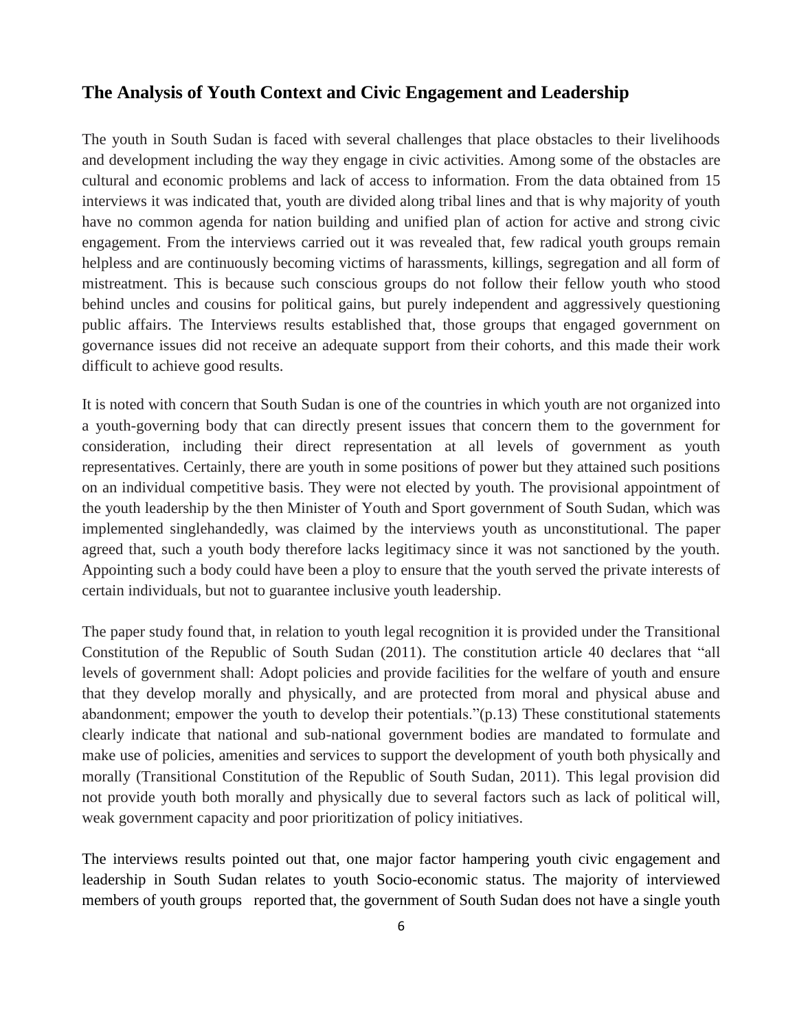## The Analysis of Youth Context and Civic Engagement and Leadership

The youth in South Sudan is faced with several challenges that place obstacles to their livelihoods and development including the way they engage in civic activities. Among some of the obstacles are cultural and economic problems and lack of access to information. From the data obtained from 15 interviews it was indicated that, youth are divided along tribal lines and that is why majority of youth have no common agenda for nation building and unified plan of action for active and strong civic engagement. From the interviews carried out it was revealed that, few radical youth groups remain helpless and are continuously becoming victims of harassments, killings, segregation and all form of mistreatment. This is because such conscious groups do not follow their fellow youth who stood behind uncles and cousins for political gains, but purely independent and aggressively questioning public affairs. The Interviews results established that, those groups that engaged government on governance issues did not receive an adequate support from their cohorts, and this made their work difficult to achieve good results.

It is noted with concern that South Sudan is one of the countries in which youth are not organized into a youth-governing body that can directly present issues that concern them to the government for consideration, including their direct representation at all levels of government as youth representatives. Certainly, there are youth in some positions of power but they attained such positions on an individual competitive basis. They were not elected by youth. The provisional appointment of the youth leadership by the then Minister of Youth and Sport government of South Sudan, which was implemented singlehandedly, was claimed by the interviews youth as unconstitutional. The paper agreed that, such a youth body therefore lacks legitimacy since it was not sanctioned by the youth. Appointing such a body could have been a ploy to ensure that the youth served the private interests of certain individuals, but not to guarantee inclusive youth leadership.

The paper study found that, in relation to youth legal recognition it is provided under the Transitional Constitution of the Republic of South Sudan (2011). The constitution article 40 declares that "all levels of government shall: Adopt policies and provide facilities for the welfare of youth and ensure that they develop morally and physically, and are protected from moral and physical abuse and abandonment; empower the youth to develop their potentials."(p.13) These constitutional statements clearly indicate that national and sub-national government bodies are mandated to formulate and make use of policies, amenities and services to support the development of youth both physically and morally (Transitional Constitution of the Republic of South Sudan, 2011). This legal provision did not provide youth both morally and physically due to several factors such as lack of political will, weak government capacity and poor prioritization of policy initiatives.

The interviews results pointed out that, one major factor hampering youth civic engagement and leadership in South Sudan relates to youth Socio-economic status. The majority of interviewed members of youth groups reported that, the government of South Sudan does not have a single youth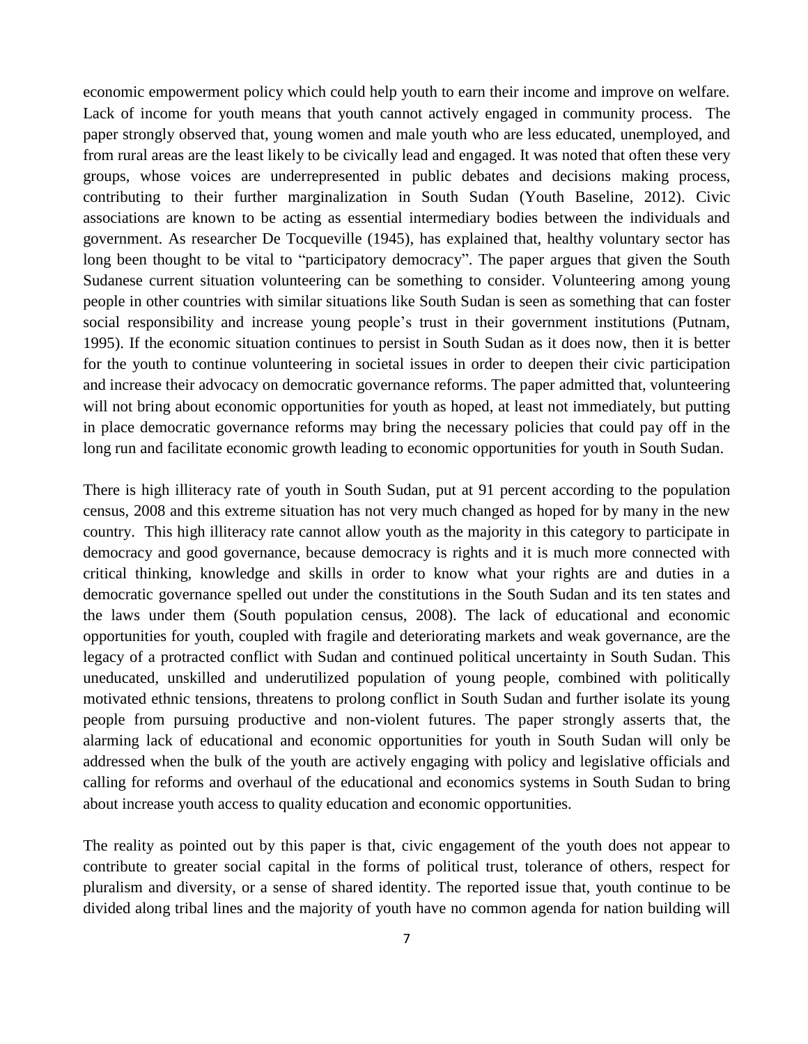economic empowerment policy which could help youth to earn their income and improve on welfare. Lack of income for youth means that youth cannot actively engaged in community process. The paper strongly observed that, young women and male youth who are less educated, unemployed, and from rural areas are the least likely to be civically lead and engaged. It was noted that often these very groups, whose voices are underrepresented in public debates and decisions making process, contributing to their further marginalization in South Sudan (Youth Baseline, 2012). Civic associations are known to be acting as essential intermediary bodies between the individuals and government. As researcher De Tocqueville (1945), has explained that, healthy voluntary sector has long been thought to be vital to "participatory democracy". The paper argues that given the South Sudanese current situation volunteering can be something to consider. Volunteering among young people in other countries with similar situations like South Sudan is seen as something that can foster social responsibility and increase young people's trust in their government institutions (Putnam, 1995). If the economic situation continues to persist in South Sudan as it does now, then it is better for the youth to continue volunteering in societal issues in order to deepen their civic participation and increase their advocacy on democratic governance reforms. The paper admitted that, volunteering will not bring about economic opportunities for youth as hoped, at least not immediately, but putting in place democratic governance reforms may bring the necessary policies that could pay off in the long run and facilitate economic growth leading to economic opportunities for youth in South Sudan.

There is high illiteracy rate of youth in South Sudan, put at 91 percent according to the population census, 2008 and this extreme situation has not very much changed as hoped for by many in the new country. This high illiteracy rate cannot allow youth as the majority in this category to participate in democracy and good governance, because democracy is rights and it is much more connected with critical thinking, knowledge and skills in order to know what your rights are and duties in a democratic governance spelled out under the constitutions in the South Sudan and its ten states and the laws under them (South population census, 2008). The lack of educational and economic opportunities for youth, coupled with fragile and deteriorating markets and weak governance, are the legacy of a protracted conflict with Sudan and continued political uncertainty in South Sudan. This uneducated, unskilled and underutilized population of young people, combined with politically motivated ethnic tensions, threatens to prolong conflict in South Sudan and further isolate its young people from pursuing productive and non-violent futures. The paper strongly asserts that, the alarming lack of educational and economic opportunities for youth in South Sudan will only be addressed when the bulk of the youth are actively engaging with policy and legislative officials and calling for reforms and overhaul of the educational and economics systems in South Sudan to bring about increase youth access to quality education and economic opportunities.

The reality as pointed out by this paper is that, civic engagement of the youth does not appear to contribute to greater social capital in the forms of political trust, tolerance of others, respect for pluralism and diversity, or a sense of shared identity. The reported issue that, youth continue to be divided along tribal lines and the majority of youth have no common agenda for nation building will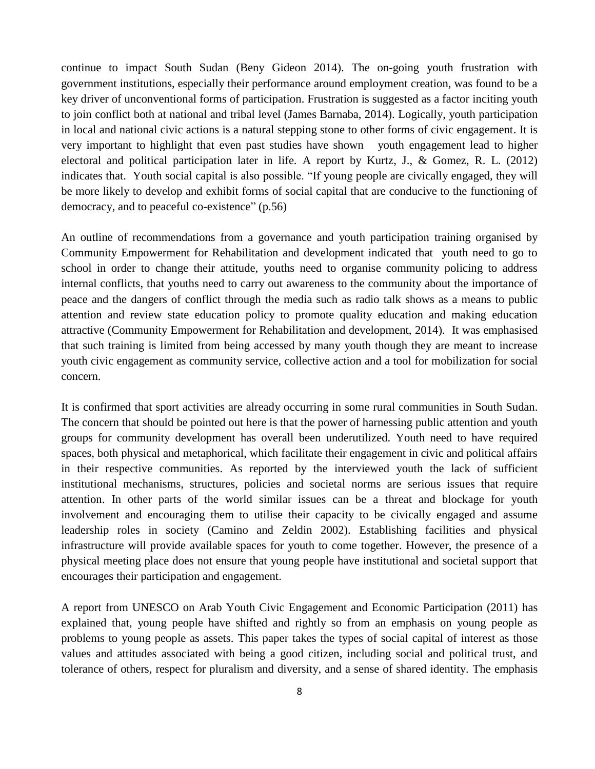continue to impact South Sudan (Beny Gideon 2014). The on-going youth frustration with government institutions, especially their performance around employment creation, was found to be a key driver of unconventional forms of participation. Frustration is suggested as a factor inciting youth to join conflict both at national and tribal level (James Barnaba, 2014). Logically, youth participation in local and national civic actions is a natural stepping stone to other forms of civic engagement. It is very important to highlight that even past studies have shown youth engagement lead to higher electoral and political participation later in life. A report by Kurtz, J., & Gomez, R. L. (2012) indicates that. Youth social capital is also possible. "If young people are civically engaged, they will be more likely to develop and exhibit forms of social capital that are conducive to the functioning of democracy, and to peaceful co-existence" (p.56)

An outline of recommendations from a governance and youth participation training organised by Community Empowerment for Rehabilitation and development indicated that youth need to go to school in order to change their attitude, youths need to organise community policing to address internal conflicts, that youths need to carry out awareness to the community about the importance of peace and the dangers of conflict through the media such as radio talk shows as a means to public attention and review state education policy to promote quality education and making education attractive (Community Empowerment for Rehabilitation and development, 2014). It was emphasised that such training is limited from being accessed by many youth though they are meant to increase youth civic engagement as community service, collective action and a tool for mobilization for social concern.

It is confirmed that sport activities are already occurring in some rural communities in South Sudan. The concern that should be pointed out here is that the power of harnessing public attention and youth groups for community development has overall been underutilized. Youth need to have required spaces, both physical and metaphorical, which facilitate their engagement in civic and political affairs in their respective communities. As reported by the interviewed youth the lack of sufficient institutional mechanisms, structures, policies and societal norms are serious issues that require attention. In other parts of the world similar issues can be a threat and blockage for youth involvement and encouraging them to utilise their capacity to be civically engaged and assume leadership roles in society (Camino and Zeldin 2002). Establishing facilities and physical infrastructure will provide available spaces for youth to come together. However, the presence of a physical meeting place does not ensure that young people have institutional and societal support that encourages their participation and engagement.

A report from UNESCO on Arab Youth Civic Engagement and Economic Participation (2011) has explained that, young people have shifted and rightly so from an emphasis on young people as problems to young people as assets. This paper takes the types of social capital of interest as those values and attitudes associated with being a good citizen, including social and political trust, and tolerance of others, respect for pluralism and diversity, and a sense of shared identity. The emphasis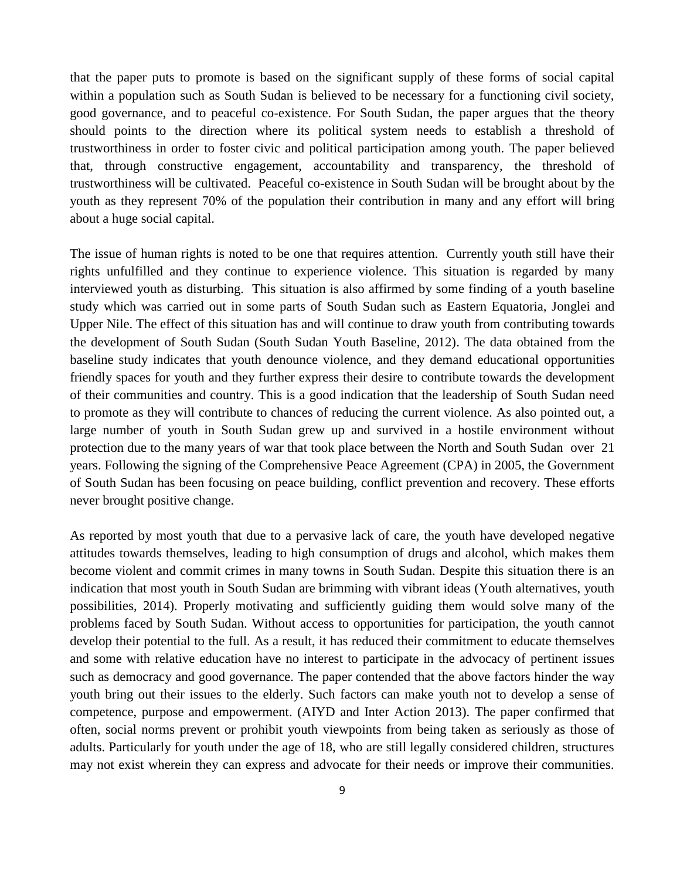that the paper puts to promote is based on the significant supply of these forms of social capital within a population such as South Sudan is believed to be necessary for a functioning civil society, good governance, and to peaceful co-existence. For South Sudan, the paper argues that the theory should points to the direction where its political system needs to establish a threshold of trustworthiness in order to foster civic and political participation among youth. The paper believed that, through constructive engagement, accountability and transparency, the threshold of trustworthiness will be cultivated. Peaceful co-existence in South Sudan will be brought about by the youth as they represent 70% of the population their contribution in many and any effort will bring about a huge social capital.

The issue of human rights is noted to be one that requires attention. Currently youth still have their rights unfulfilled and they continue to experience violence. This situation is regarded by many interviewed youth as disturbing. This situation is also affirmed by some finding of a youth baseline study which was carried out in some parts of South Sudan such as Eastern Equatoria, Jonglei and Upper Nile. The effect of this situation has and will continue to draw youth from contributing towards the development of South Sudan (South Sudan Youth Baseline, 2012). The data obtained from the baseline study indicates that youth denounce violence, and they demand educational opportunities friendly spaces for youth and they further express their desire to contribute towards the development of their communities and country. This is a good indication that the leadership of South Sudan need to promote as they will contribute to chances of reducing the current violence. As also pointed out, a large number of youth in South Sudan grew up and survived in a hostile environment without protection due to the many years of war that took place between the North and South Sudan over 21 years. Following the signing of the Comprehensive Peace Agreement (CPA) in 2005, the Government of South Sudan has been focusing on peace building, conflict prevention and recovery. These efforts never brought positive change.

As reported by most youth that due to a pervasive lack of care, the youth have developed negative attitudes towards themselves, leading to high consumption of drugs and alcohol, which makes them become violent and commit crimes in many towns in South Sudan. Despite this situation there is an indication that most youth in South Sudan are brimming with vibrant ideas (Youth alternatives, youth possibilities, 2014). Properly motivating and sufficiently guiding them would solve many of the problems faced by South Sudan. Without access to opportunities for participation, the youth cannot develop their potential to the full. As a result, it has reduced their commitment to educate themselves and some with relative education have no interest to participate in the advocacy of pertinent issues such as democracy and good governance. The paper contended that the above factors hinder the way youth bring out their issues to the elderly. Such factors can make youth not to develop a sense of competence, purpose and empowerment. (AIYD and Inter Action 2013). The paper confirmed that often, social norms prevent or prohibit youth viewpoints from being taken as seriously as those of adults. Particularly for youth under the age of 18, who are still legally considered children, structures may not exist wherein they can express and advocate for their needs or improve their communities.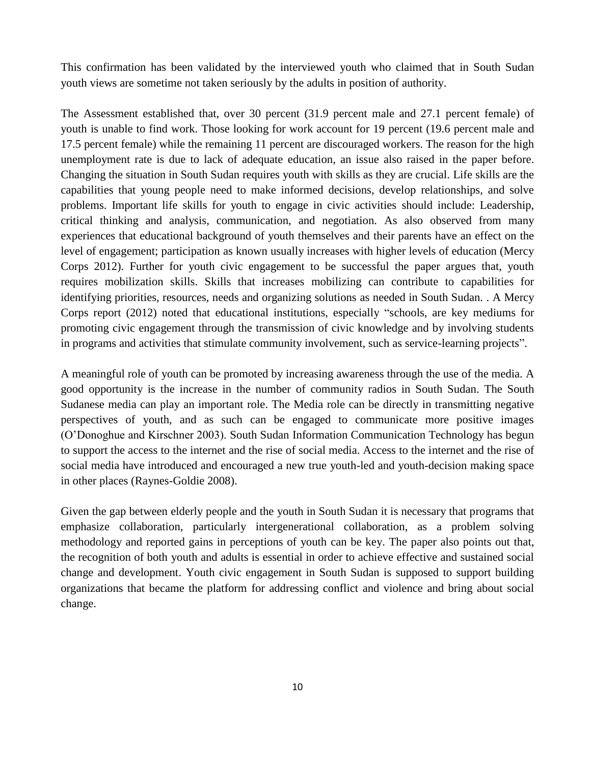This confirmation has been validated by the interviewed youth who claimed that in South Sudan youth views are sometime not taken seriously by the adults in position of authority.

The Assessment established that, over 30 percent (31.9 percent male and 27.1 percent female) of youth is unable to find work. Those looking for work account for 19 percent (19.6 percent male and 17.5 percent female) while the remaining 11 percent are discouraged workers. The reason for the high unemployment rate is due to lack of adequate education, an issue also raised in the paper before. Changing the situation in South Sudan requires youth with skills as they are crucial. Life skills are the capabilities that young people need to make informed decisions, develop relationships, and solve problems. Important life skills for youth to engage in civic activities should include: Leadership, critical thinking and analysis, communication, and negotiation. As also observed from many experiences that educational background of youth themselves and their parents have an effect on the level of engagement; participation as known usually increases with higher levels of education (Mercy Corps 2012). Further for youth civic engagement to be successful the paper argues that, youth requires mobilization skills. Skills that increases mobilizing can contribute to capabilities for identifying priorities, resources, needs and organizing solutions as needed in South Sudan. . A Mercy Corps report (2012) noted that educational institutions, especially "schools, are key mediums for promoting civic engagement through the transmission of civic knowledge and by involving students in programs and activities that stimulate community involvement, such as service-learning projects".

A meaningful role of youth can be promoted by increasing awareness through the use of the media. A good opportunity is the increase in the number of community radios in South Sudan. The South Sudanese media can play an important role. The Media role can be directly in transmitting negative perspectives of youth, and as such can be engaged to communicate more positive images (O'Donoghue and Kirschner 2003). South Sudan Information Communication Technology has begun to support the access to the internet and the rise of social media. Access to the internet and the rise of social media have introduced and encouraged a new true youth-led and youth-decision making space in other places (Raynes-Goldie 2008).

Given the gap between elderly people and the youth in South Sudan it is necessary that programs that emphasize collaboration, particularly intergenerational collaboration, as a problem solving methodology and reported gains in perceptions of youth can be key. The paper also points out that, the recognition of both youth and adults is essential in order to achieve effective and sustained social change and development. Youth civic engagement in South Sudan is supposed to support building organizations that became the platform for addressing conflict and violence and bring about social change.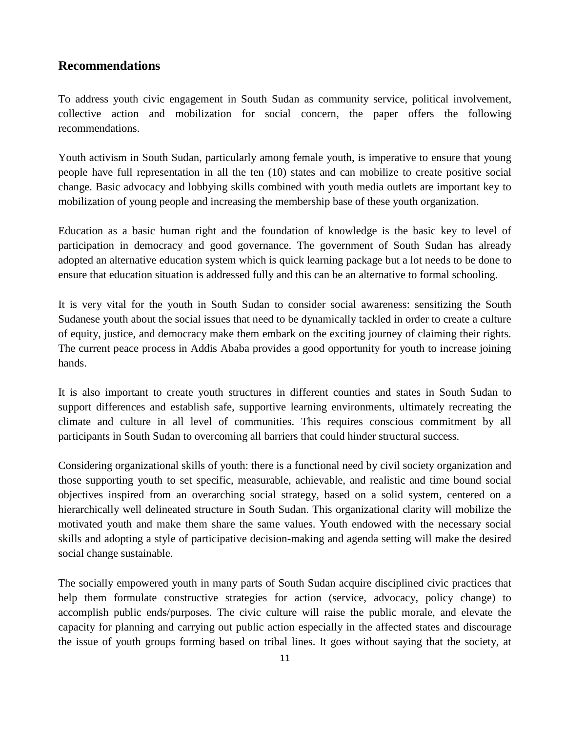## Recommendations

To address youth civic engagement in South Sudan as community service, political involvement, collective action and mobilization for social concern, the paper offers the following recommendations.

Youth activism in South Sudan, particularly among female youth, is imperative to ensure that young people have full representation in all the ten (10) states and can mobilize to create positive social change. Basic advocacy and lobbying skills combined with youth media outlets are important key to mobilization of young people and increasing the membership base of these youth organization.

Education as a basic human right and the foundation of knowledge is the basic key to level of participation in democracy and good governance. The government of South Sudan has already adopted an alternative education system which is quick learning package but a lot needs to be done to ensure that education situation is addressed fully and this can be an alternative to formal schooling.

It is very vital for the youth in South Sudan to consider social awareness: sensitizing the South Sudanese youth about the social issues that need to be dynamically tackled in order to create a culture of equity, justice, and democracy make them embark on the exciting journey of claiming their rights. The current peace process in Addis Ababa provides a good opportunity for youth to increase joining hands.

It is also important to create youth structures in different counties and states in South Sudan to support differences and establish safe, supportive learning environments, ultimately recreating the climate and culture in all level of communities. This requires conscious commitment by all participants in South Sudan to overcoming all barriers that could hinder structural success.

Considering organizational skills of youth: there is a functional need by civil society organization and those supporting youth to set specific, measurable, achievable, and realistic and time bound social objectives inspired from an overarching social strategy, based on a solid system, centered on a hierarchically well delineated structure in South Sudan. This organizational clarity will mobilize the motivated youth and make them share the same values. Youth endowed with the necessary social skills and adopting a style of participative decision-making and agenda setting will make the desired social change sustainable.

The socially empowered youth in many parts of South Sudan acquire disciplined civic practices that help them formulate constructive strategies for action (service, advocacy, policy change) to accomplish public ends/purposes. The civic culture will raise the public morale, and elevate the capacity for planning and carrying out public action especially in the affected states and discourage the issue of youth groups forming based on tribal lines. It goes without saying that the society, at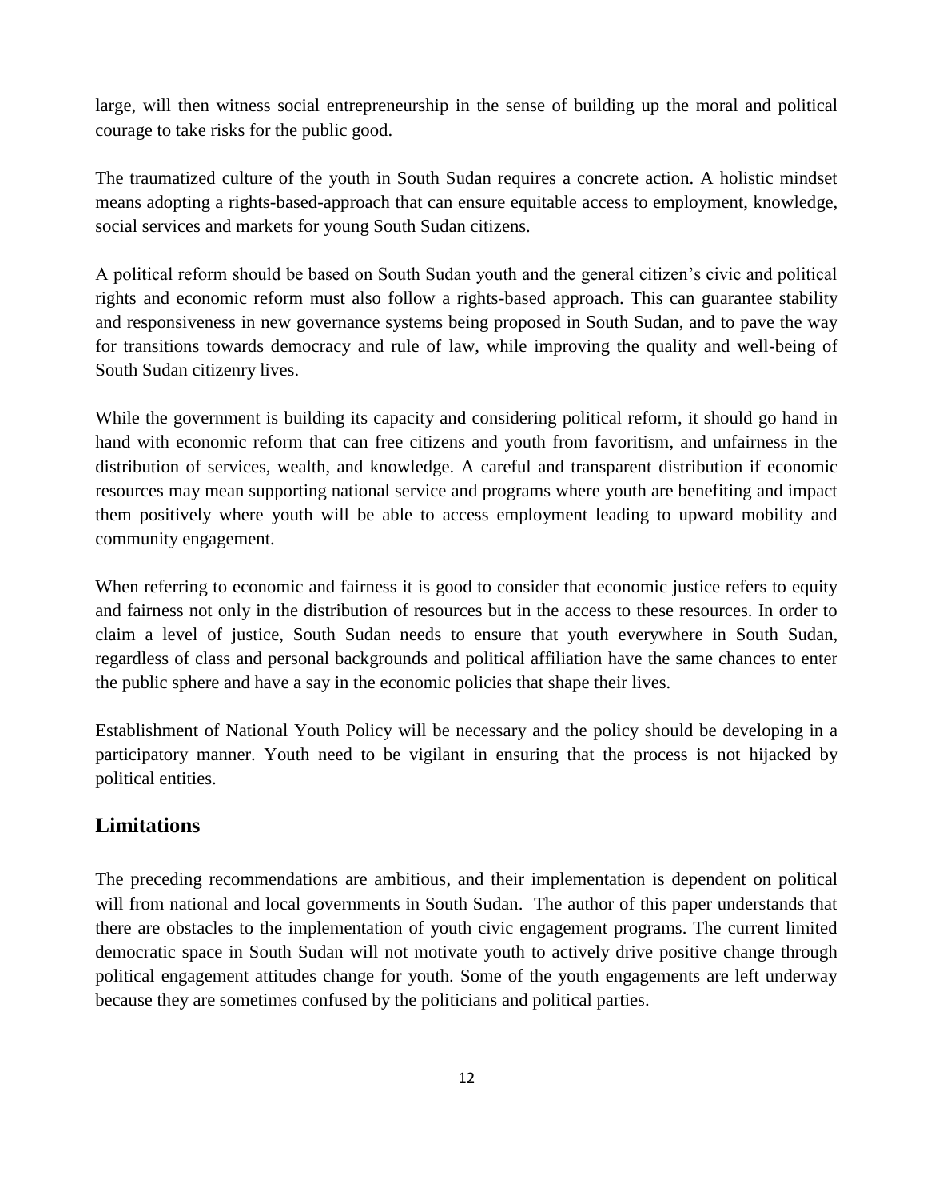large, will then witness social entrepreneurship in the sense of building up the moral and political courage to take risks for the public good.

The traumatized culture of the youth in South Sudan requires a concrete action. A holistic mindset means adopting a rights-based-approach that can ensure equitable access to employment, knowledge, social services and markets for young South Sudan citizens.

A political reform should be based on South Sudan youth and the general citizen's civic and political rights and economic reform must also follow a rights-based approach. This can guarantee stability and responsiveness in new governance systems being proposed in South Sudan, and to pave the way for transitions towards democracy and rule of law, while improving the quality and well-being of South Sudan citizenry lives.

While the government is building its capacity and considering political reform, it should go hand in hand with economic reform that can free citizens and youth from favoritism, and unfairness in the distribution of services, wealth, and knowledge. A careful and transparent distribution if economic resources may mean supporting national service and programs where youth are benefiting and impact them positively where youth will be able to access employment leading to upward mobility and community engagement.

When referring to economic and fairness it is good to consider that economic justice refers to equity and fairness not only in the distribution of resources but in the access to these resources. In order to claim a level of justice, South Sudan needs to ensure that youth everywhere in South Sudan, regardless of class and personal backgrounds and political affiliation have the same chances to enter the public sphere and have a say in the economic policies that shape their lives.

Establishment of National Youth Policy will be necessary and the policy should be developing in a participatory manner. Youth need to be vigilant in ensuring that the process is not hijacked by political entities.

## Limitations

The preceding recommendations are ambitious, and their implementation is dependent on political will from national and local governments in South Sudan. The author of this paper understands that there are obstacles to the implementation of youth civic engagement programs. The current limited democratic space in South Sudan will not motivate youth to actively drive positive change through political engagement attitudes change for youth. Some of the youth engagements are left underway because they are sometimes confused by the politicians and political parties.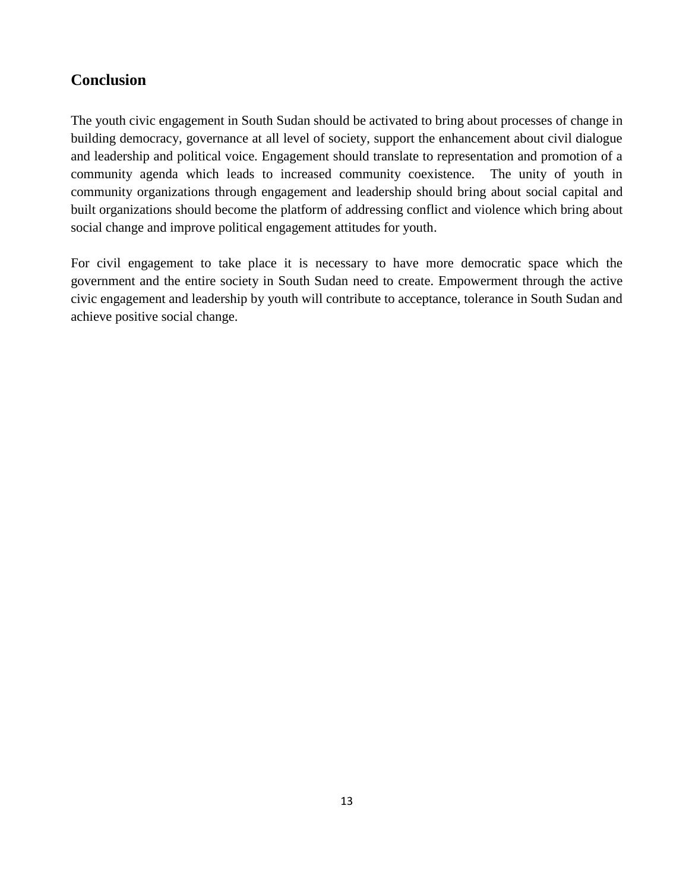## Conclusion

The youth civic engagement in South Sudan should be activated to bring about processes of change in building democracy, governance at all level of society, support the enhancement about civil dialogue and leadership and political voice. Engagement should translate to representation and promotion of a community agenda which leads to increased community coexistence. The unity of youth in community organizations through engagement and leadership should bring about social capital and built organizations should become the platform of addressing conflict and violence which bring about social change and improve political engagement attitudes for youth.

For civil engagement to take place it is necessary to have more democratic space which the government and the entire society in South Sudan need to create. Empowerment through the active civic engagement and leadership by youth will contribute to acceptance, tolerance in South Sudan and achieve positive social change.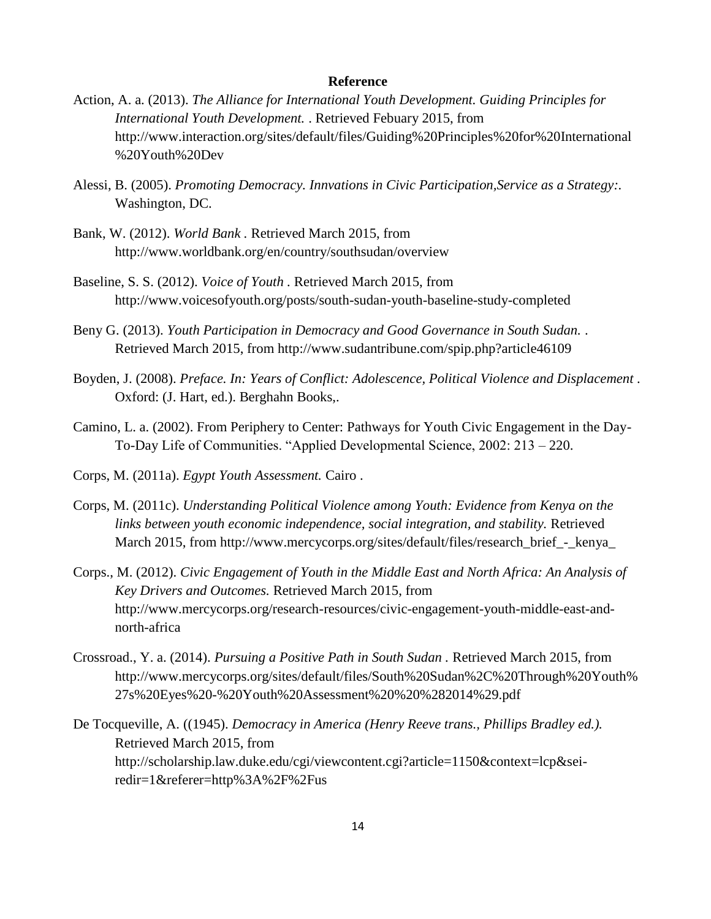**Reference**

Action, A. a. (2013). *The Alliance for International Youth Development. Guiding Principles for International Youth Development.* . Retrieved Febuary 2015, from http://www.interaction.org/sites/default/files/Guiding%20Principles%20for%20International%20Youth%20Dev

Alessi, B. (2005). *Promoting Democracy. Innvations in Civic Participation,Service as a Strategy:*. Washington, DC.

Bank, W. (2012). *World Bank* . Retrieved March 2015, from http://www.worldbank.org/en/country/southsudan/overview

Baseline, S. S. (2012). *Voice of Youth* . Retrieved March 2015, from http://www.voicesofyouth.org/posts/south-sudan-youth-baseline-study-completed

Beny G. (2013). *Youth Participation in Democracy and Good Governance in South Sudan.* . Retrieved March 2015, from http://www.sudantribune.com/spip.php?article46109

Boyden, J. (2008). *Preface. In: Years of Conflict: Adolescence, Political Violence and Displacement* . Oxford: (J. Hart, ed.). Berghahn Books,.

Camino, L. a. (2002). From Periphery to Center: Pathways for Youth Civic Engagement in the Day-To-Day Life of Communities. "Applied Developmental Science, 2002: 213 – 220.

Corps, M. (2011a). *Egypt Youth Assessment.* Cairo .

Corps, M. (2011c). *Understanding Political Violence among Youth: Evidence from Kenya on the links between youth economic independence, social integration, and stability.* Retrieved March 2015, from http://www.mercycorps.org/sites/default/files/research_brief_-_kenya_

Corps., M. (2012). *Civic Engagement of Youth in the Middle East and North Africa: An Analysis of Key Drivers and Outcomes.* Retrieved March 2015, from http://www.mercycorps.org/research-resources/civic-engagement-youth-middle-east-and-north-africa

Crossroad., Y. a. (2014). *Pursuing a Positive Path in South Sudan* . Retrieved March 2015, from http://www.mercycorps.org/sites/default/files/South%20Sudan%2C%20Through%20Youth%27s%20Eyes%20-%20Youth%20Assessment%20%20%282014%29.pdf

De Tocqueville, A. ((1945). *Democracy in America (Henry Reeve trans., Phillips Bradley ed.).* Retrieved March 2015, from http://scholarship.law.duke.edu/cgi/viewcontent.cgi?article=1150&context=lcp&sei-redir=1&referer=http%3A%2F%2Fus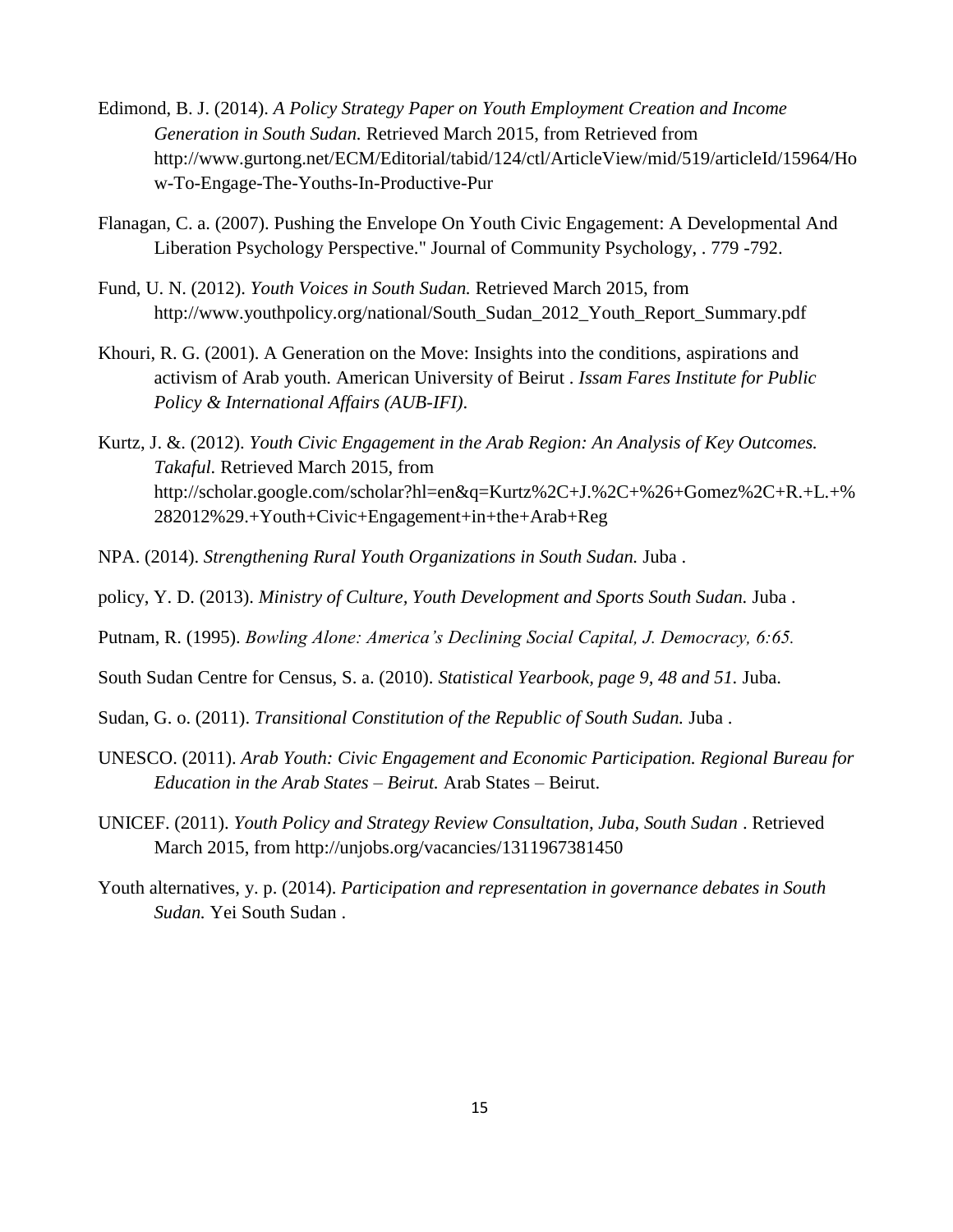Edimond, B. J. (2014). *A Policy Strategy Paper on Youth Employment Creation and Income Generation in South Sudan.* Retrieved March 2015, from Retrieved from http://www.gurtong.net/ECM/Editorial/tabid/124/ctl/ArticleView/mid/519/articleId/15964/How-To-Engage-The-Youths-In-Productive-Pur

Flanagan, C. a. (2007). Pushing the Envelope On Youth Civic Engagement: A Developmental And Liberation Psychology Perspective." Journal of Community Psychology, . 779 -792.

Fund, U. N. (2012). *Youth Voices in South Sudan.* Retrieved March 2015, from http://www.youthpolicy.org/national/South_Sudan_2012_Youth_Report_Summary.pdf

Khouri, R. G. (2001). A Generation on the Move: Insights into the conditions, aspirations and activism of Arab youth. American University of Beirut . *Issam Fares Institute for Public Policy & International Affairs (AUB-IFI).*

Kurtz, J. &. (2012). *Youth Civic Engagement in the Arab Region: An Analysis of Key Outcomes. Takaful.* Retrieved March 2015, from http://scholar.google.com/scholar?hl=en&q=Kurtz%2C+J.%2C+%26+Gomez%2C+R.+L.+%282012%29.+Youth+Civic+Engagement+in+the+Arab+Reg

NPA. (2014). *Strengthening Rural Youth Organizations in South Sudan.* Juba .

policy, Y. D. (2013). *Ministry of Culture, Youth Development and Sports South Sudan.* Juba .

Putnam, R. (1995). *Bowling Alone: America's Declining Social Capital, J. Democracy, 6:65.*

South Sudan Centre for Census, S. a. (2010). *Statistical Yearbook, page 9, 48 and 51.* Juba.

Sudan, G. o. (2011). *Transitional Constitution of the Republic of South Sudan.* Juba .

UNESCO. (2011). *Arab Youth: Civic Engagement and Economic Participation. Regional Bureau for Education in the Arab States – Beirut.* Arab States – Beirut.

UNICEF. (2011). *Youth Policy and Strategy Review Consultation, Juba, South Sudan* . Retrieved March 2015, from http://unjobs.org/vacancies/1311967381450

Youth alternatives, y. p. (2014). *Participation and representation in governance debates in South Sudan.* Yei South Sudan .